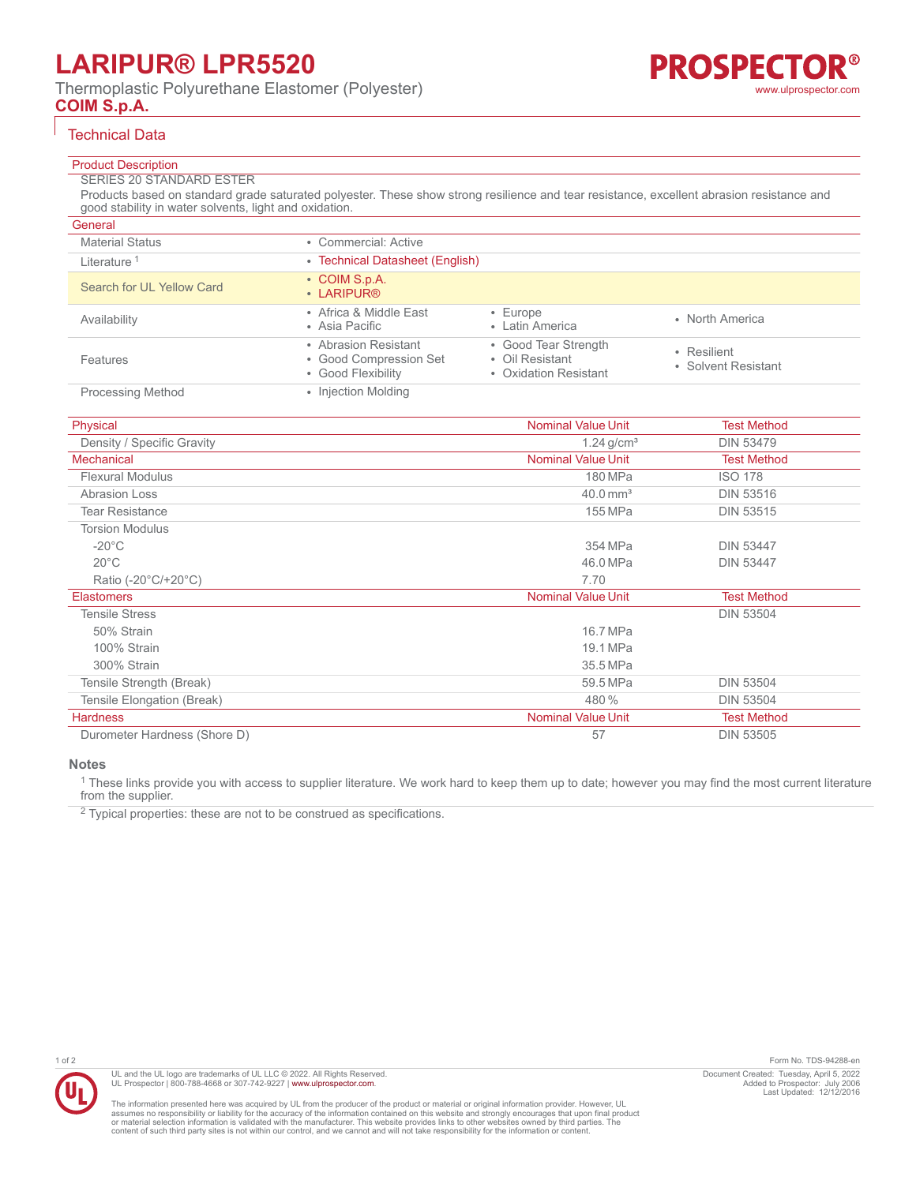# LARIPUR® LPR5520

Thermoplastic Polyurethane Elastomer (Polyester)

**COIM S.p.A.**

## Technical Data

### Product Description

SERIES 20 STANDARD ESTER

Products based on standard grade saturated polyester. These show strong resilience and tear resistance, excellent abrasion resistance and good stability in water solvents, light and oxidation.

### General

| | | | |
|---|---|---|---|
| Material Status | • Commercial: Active | | |
| Literature [1] | • Technical Datasheet (English) | | |
| Search for UL Yellow Card | • COIM S.p.A.<br>• LARIPUR® | | |
| Availability | • Africa & Middle East<br>• Asia Pacific | • Europe<br>• Latin America | • North America |
| Features | • Abrasion Resistant<br>• Good Compression Set<br>• Good Flexibility | • Good Tear Strength<br>• Oil Resistant<br>• Oxidation Resistant | • Resilient<br>• Solvent Resistant |
| Processing Method | • Injection Molding | | |

| Physical | Nominal Value Unit | Test Method |
|---|---|---|
| Density / Specific Gravity | 1.24 g/cm³ | DIN 53479 |
| **Mechanical** | **Nominal Value Unit** | **Test Method** |
| Flexural Modulus | 180 MPa | ISO 178 |
| Abrasion Loss | 40.0 mm³ | DIN 53516 |
| Tear Resistance | 155 MPa | DIN 53515 |
| Torsion Modulus | | |
| -20°C | 354 MPa | DIN 53447 |
| 20°C | 46.0 MPa | DIN 53447 |
| Ratio (-20°C/+20°C) | 7.70 | |
| **Elastomers** | **Nominal Value Unit** | **Test Method** |
| Tensile Stress | | DIN 53504 |
| 50% Strain | 16.7 MPa | |
| 100% Strain | 19.1 MPa | |
| 300% Strain | 35.5 MPa | |
| Tensile Strength (Break) | 59.5 MPa | DIN 53504 |
| Tensile Elongation (Break) | 480 % | DIN 53504 |
| **Hardness** | **Nominal Value Unit** | **Test Method** |
| Durometer Hardness (Shore D) | 57 | DIN 53505 |

### Notes

[1] These links provide you with access to supplier literature. We work hard to keep them up to date; however you may find the most current literature from the supplier.

[2] Typical properties: these are not to be construed as specifications.

UL and the UL logo are trademarks of UL LLC © 2022. All Rights Reserved.
UL Prospector | 800-788-4668 or 307-742-9227 | www.ulprospector.com.

The information presented here was acquired by UL from the producer of the product or material or original information provider. However, UL assumes no responsibility or liability for the accuracy of the information contained on this website and strongly encourages that upon final product or material selection information is validated with the manufacturer. This website provides links to other websites owned by third parties. The content of such third party sites is not within our control, and we cannot and will not take responsibility for the information or content.

Form No. TDS-94288-en
Document Created: Tuesday, April 5, 2022
Added to Prospector: July 2006
Last Updated: 12/12/2016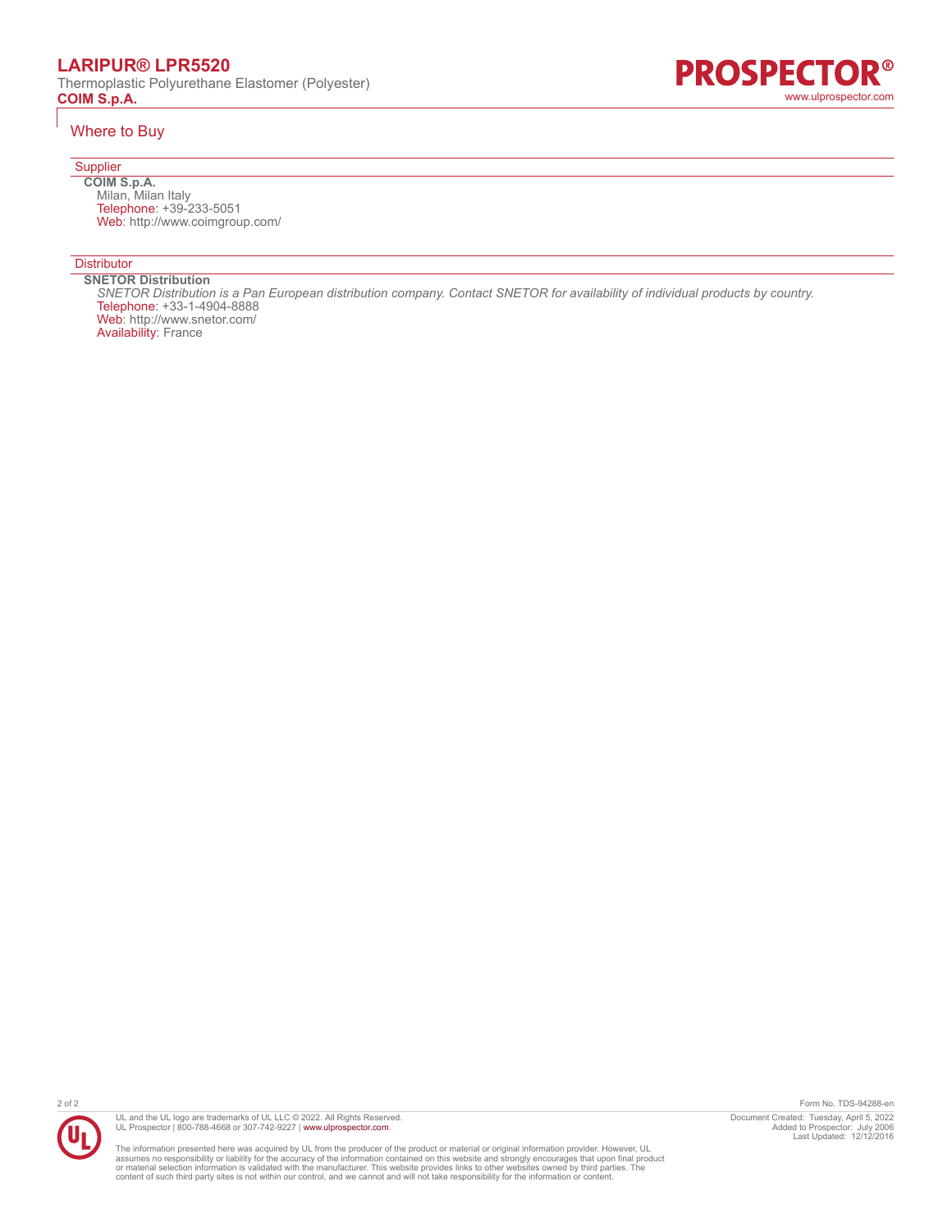## Where to Buy

### Supplier

**COIM S.p.A.**
Milan, Milan Italy
Telephone: +39-233-5051
Web: http://www.coimgroup.com/

### Distributor

**SNETOR Distribution**
*SNETOR Distribution is a Pan European distribution company. Contact SNETOR for availability of individual products by country.*
Telephone: +33-1-4904-8888
Web: http://www.snetor.com/
Availability: France